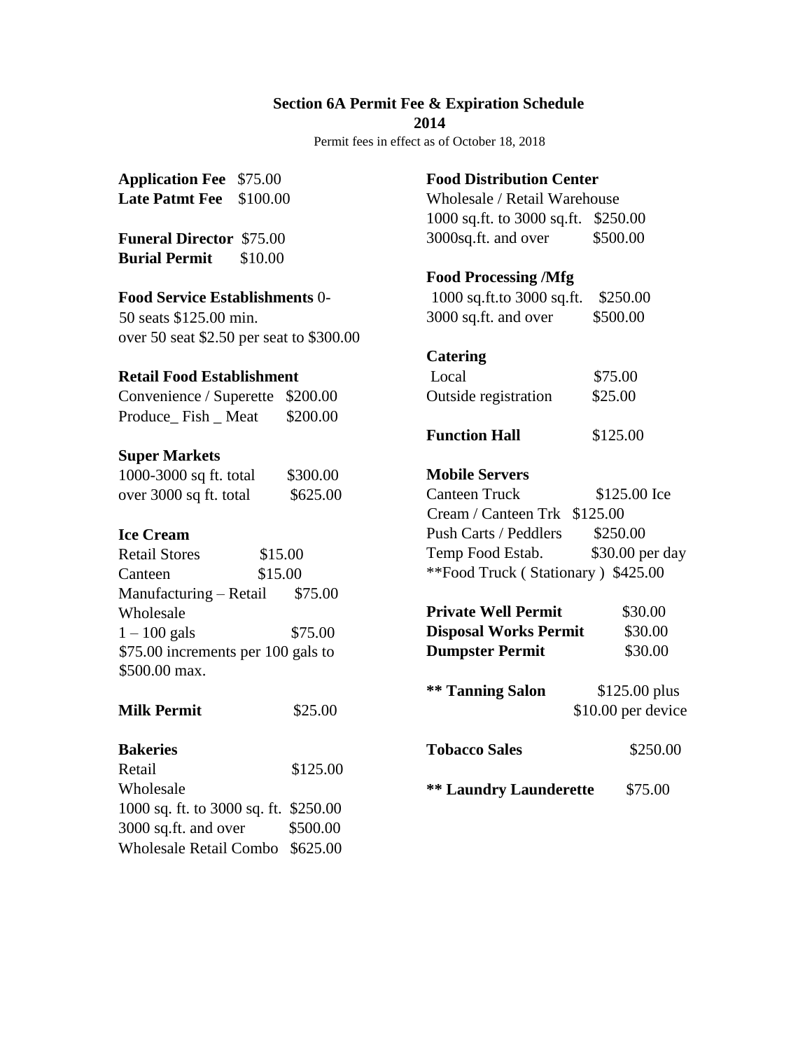## Section 6A Permit Fee & Expiration Schedule

**2014**

Permit fees in effect as of October 18, 2018

**Application Fee** $75.00
**Late Patmt Fee** $100.00

**Funeral Director** $75.00
**Burial Permit** $10.00

**Food Service Establishments** 0-
50 seats $125.00 min.
over 50 seat $2.50 per seat to $300.00

**Retail Food Establishment**

Convenience / Superette $200.00
Produce_ Fish _ Meat $200.00

**Super Markets**

1000-3000 sq ft. total $300.00
over 3000 sq ft. total $625.00

**Ice Cream**

Retail Stores $15.00
Canteen $15.00
Manufacturing – Retail $75.00
Wholesale
1 – 100 gals $75.00
$75.00 increments per 100 gals to
$500.00 max.

**Milk Permit** $25.00

**Bakeries**

Retail $125.00
Wholesale
1000 sq. ft. to 3000 sq. ft. $250.00
3000 sq.ft. and over $500.00
Wholesale Retail Combo $625.00

**Food Distribution Center**

Wholesale / Retail Warehouse
1000 sq.ft. to 3000 sq.ft. $250.00
3000sq.ft. and over $500.00

**Food Processing /Mfg**

1000 sq.ft.to 3000 sq.ft. $250.00
3000 sq.ft. and over $500.00

**Catering**

Local $75.00
Outside registration $25.00

**Function Hall** $125.00

**Mobile Servers**

Canteen Truck $125.00
Ice Cream / Canteen Trk $125.00
Push Carts / Peddlers $250.00
Temp Food Estab. $30.00 per day
**Food Truck ( Stationary ) $425.00

**Private Well Permit** $30.00
**Disposal Works Permit** $30.00
**Dumpster Permit** $30.00

**** Tanning Salon** $125.00 plus $10.00 per device

**Tobacco Sales** $250.00

**** Laundry Launderette** $75.00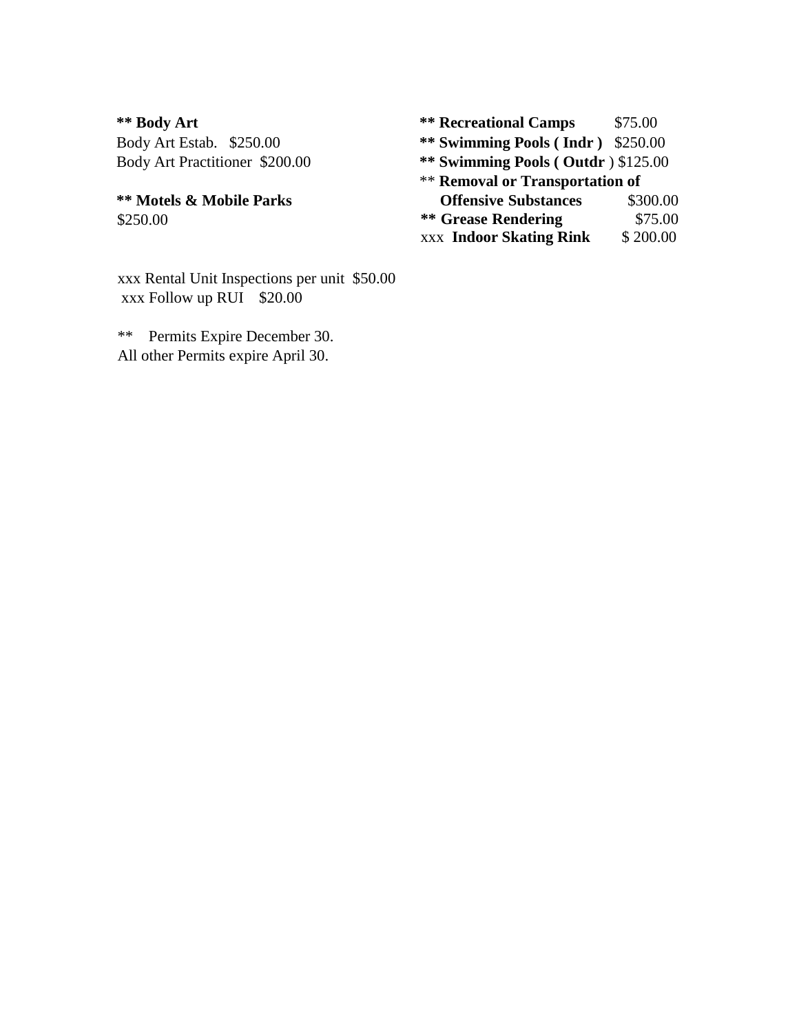**\*\* Body Art**
Body Art Estab. $250.00
Body Art Practitioner $200.00

**\*\* Motels & Mobile Parks**
$250.00

**\*\* Recreational Camps** $75.00
**\*\* Swimming Pools ( Indr )** $250.00
**\*\* Swimming Pools ( Outdr** ) $125.00
\*\* **Removal or Transportation of Offensive Substances** $300.00
**\*\* Grease Rendering** $75.00
xxx **Indoor Skating Rink** $ 200.00

xxx Rental Unit Inspections per unit $50.00
xxx Follow up RUI $20.00

\*\* Permits Expire December 30.
All other Permits expire April 30.